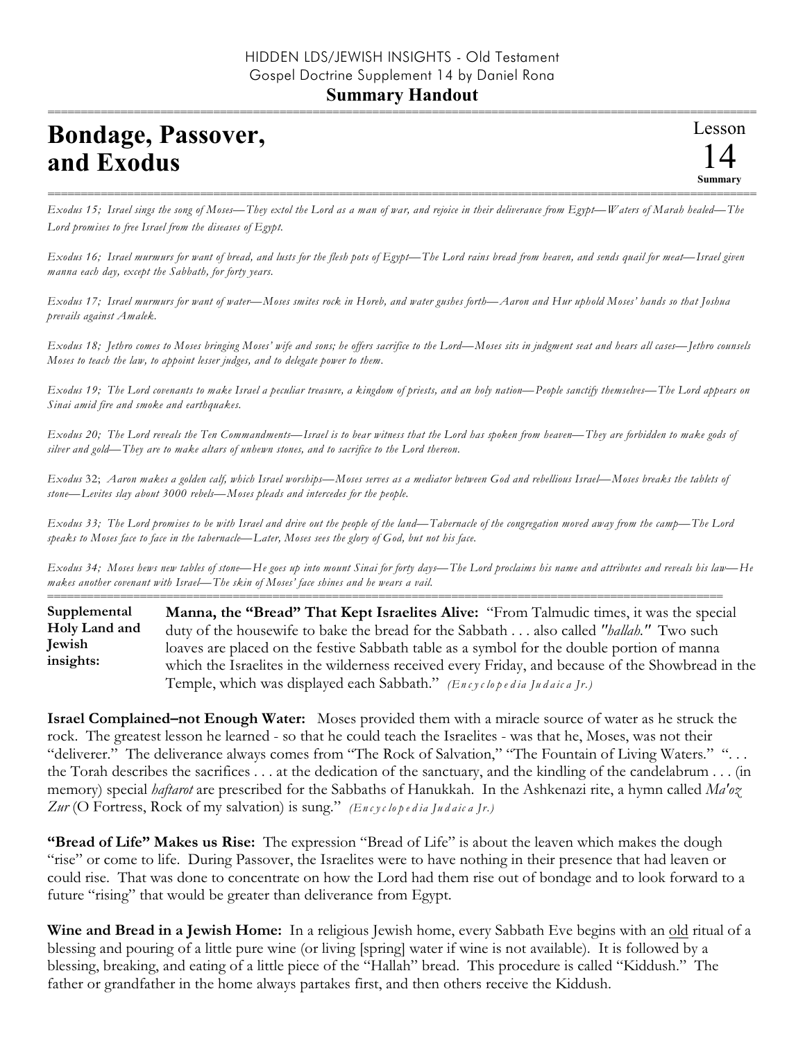HIDDEN LDS/JEWISH INSIGHTS - Old Testament
Gospel Doctrine Supplement 14 by Daniel Rona

**Summary Handout**

# Bondage, Passover, and Exodus

Lesson 14 Summary

*Exodus 15; Israel sings the song of Moses—They extol the Lord as a man of war, and rejoice in their deliverance from Egypt—Waters of Marah healed—The Lord promises to free Israel from the diseases of Egypt.*

*Exodus 16; Israel murmurs for want of bread, and lusts for the flesh pots of Egypt—The Lord rains bread from heaven, and sends quail for meat—Israel given manna each day, except the Sabbath, for forty years.*

*Exodus 17; Israel murmurs for want of water—Moses smites rock in Horeb, and water gushes forth—Aaron and Hur uphold Moses' hands so that Joshua prevails against Amalek.*

*Exodus 18; Jethro comes to Moses bringing Moses' wife and sons; he offers sacrifice to the Lord—Moses sits in judgment seat and hears all cases—Jethro counsels Moses to teach the law, to appoint lesser judges, and to delegate power to them.*

*Exodus 19; The Lord covenants to make Israel a peculiar treasure, a kingdom of priests, and an holy nation—People sanctify themselves—The Lord appears on Sinai amid fire and smoke and earthquakes.*

*Exodus 20; The Lord reveals the Ten Commandments—Israel is to bear witness that the Lord has spoken from heaven—They are forbidden to make gods of silver and gold—They are to make altars of unhewn stones, and to sacrifice to the Lord thereon.*

*Exodus 32; Aaron makes a golden calf, which Israel worships—Moses serves as a mediator between God and rebellious Israel—Moses breaks the tablets of stone—Levites slay about 3000 rebels—Moses pleads and intercedes for the people.*

*Exodus 33; The Lord promises to be with Israel and drive out the people of the land—Tabernacle of the congregation moved away from the camp—The Lord speaks to Moses face to face in the tabernacle—Later, Moses sees the glory of God, but not his face.*

*Exodus 34; Moses hews new tables of stone—He goes up into mount Sinai for forty days—The Lord proclaims his name and attributes and reveals his law—He makes another covenant with Israel—The skin of Moses' face shines and he wears a vail.*

**Supplemental Holy Land and Jewish insights:**

**Manna, the "Bread" That Kept Israelites Alive:** "From Talmudic times, it was the special duty of the housewife to bake the bread for the Sabbath . . . also called *"hallah."* Two such loaves are placed on the festive Sabbath table as a symbol for the double portion of manna which the Israelites in the wilderness received every Friday, and because of the Showbread in the Temple, which was displayed each Sabbath." *(Encyclopedia Judaica Jr.)*

**Israel Complained–not Enough Water:** Moses provided them with a miracle source of water as he struck the rock. The greatest lesson he learned - so that he could teach the Israelites - was that he, Moses, was not their "deliverer." The deliverance always comes from "The Rock of Salvation," "The Fountain of Living Waters." ". . . the Torah describes the sacrifices . . . at the dedication of the sanctuary, and the kindling of the candelabrum . . . (in memory) special *haftarot* are prescribed for the Sabbaths of Hanukkah. In the Ashkenazi rite, a hymn called *Ma'oz Zur* (O Fortress, Rock of my salvation) is sung." *(Encyclopedia Judaica Jr.)*

**"Bread of Life" Makes us Rise:** The expression "Bread of Life" is about the leaven which makes the dough "rise" or come to life. During Passover, the Israelites were to have nothing in their presence that had leaven or could rise. That was done to concentrate on how the Lord had them rise out of bondage and to look forward to a future "rising" that would be greater than deliverance from Egypt.

**Wine and Bread in a Jewish Home:** In a religious Jewish home, every Sabbath Eve begins with an old ritual of a blessing and pouring of a little pure wine (or living [spring] water if wine is not available). It is followed by a blessing, breaking, and eating of a little piece of the "Hallah" bread. This procedure is called "Kiddush." The father or grandfather in the home always partakes first, and then others receive the Kiddush.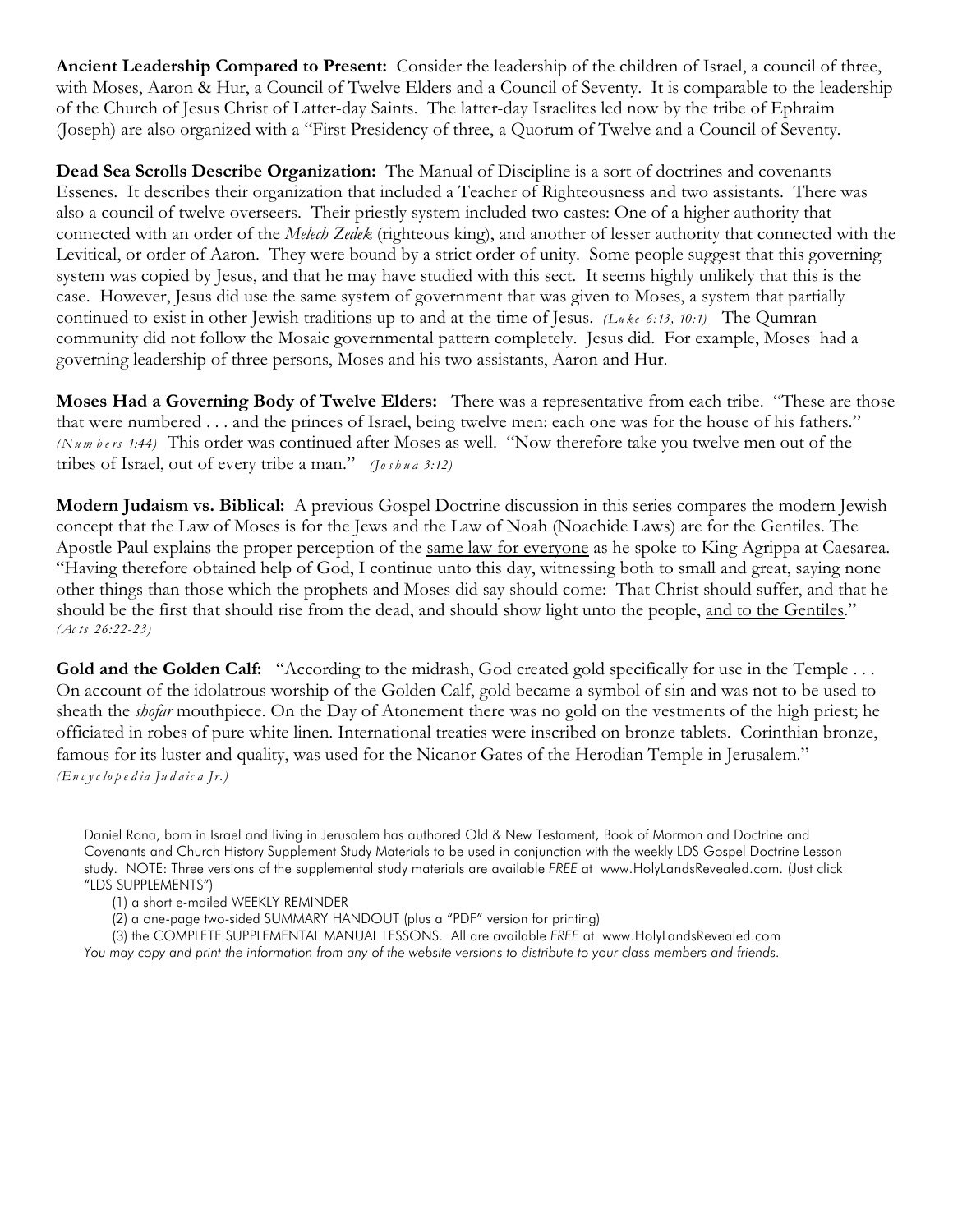**Ancient Leadership Compared to Present:** Consider the leadership of the children of Israel, a council of three, with Moses, Aaron & Hur, a Council of Twelve Elders and a Council of Seventy. It is comparable to the leadership of the Church of Jesus Christ of Latter-day Saints. The latter-day Israelites led now by the tribe of Ephraim (Joseph) are also organized with a "First Presidency of three, a Quorum of Twelve and a Council of Seventy.

**Dead Sea Scrolls Describe Organization:** The Manual of Discipline is a sort of doctrines and covenants Essenes. It describes their organization that included a Teacher of Righteousness and two assistants. There was also a council of twelve overseers. Their priestly system included two castes: One of a higher authority that connected with an order of the *Melech Zedek* (righteous king), and another of lesser authority that connected with the Levitical, or order of Aaron. They were bound by a strict order of unity. Some people suggest that this governing system was copied by Jesus, and that he may have studied with this sect. It seems highly unlikely that this is the case. However, Jesus did use the same system of government that was given to Moses, a system that partially continued to exist in other Jewish traditions up to and at the time of Jesus. *(Luke 6:13, 10:1)* The Qumran community did not follow the Mosaic governmental pattern completely. Jesus did. For example, Moses had a governing leadership of three persons, Moses and his two assistants, Aaron and Hur.

**Moses Had a Governing Body of Twelve Elders:** There was a representative from each tribe. "These are those that were numbered . . . and the princes of Israel, being twelve men: each one was for the house of his fathers." *(Numbers 1:44)* This order was continued after Moses as well. "Now therefore take you twelve men out of the tribes of Israel, out of every tribe a man." *(Joshua 3:12)*

**Modern Judaism vs. Biblical:** A previous Gospel Doctrine discussion in this series compares the modern Jewish concept that the Law of Moses is for the Jews and the Law of Noah (Noachide Laws) are for the Gentiles. The Apostle Paul explains the proper perception of the <u>same law for everyone</u> as he spoke to King Agrippa at Caesarea. "Having therefore obtained help of God, I continue unto this day, witnessing both to small and great, saying none other things than those which the prophets and Moses did say should come: That Christ should suffer, and that he should be the first that should rise from the dead, and should show light unto the people, <u>and to the Gentiles</u>." *(Acts 26:22-23)*

**Gold and the Golden Calf:** "According to the midrash, God created gold specifically for use in the Temple . . . On account of the idolatrous worship of the Golden Calf, gold became a symbol of sin and was not to be used to sheath the *shofar* mouthpiece. On the Day of Atonement there was no gold on the vestments of the high priest; he officiated in robes of pure white linen. International treaties were inscribed on bronze tablets. Corinthian bronze, famous for its luster and quality, was used for the Nicanor Gates of the Herodian Temple in Jerusalem." *(Encyclopedia Judaica Jr.)*

Daniel Rona, born in Israel and living in Jerusalem has authored Old & New Testament, Book of Mormon and Doctrine and Covenants and Church History Supplement Study Materials to be used in conjunction with the weekly LDS Gospel Doctrine Lesson study. NOTE: Three versions of the supplemental study materials are available *FREE* at www.HolyLandsRevealed.com. (Just click "LDS SUPPLEMENTS")

(1) a short e-mailed WEEKLY REMINDER

(2) a one-page two-sided SUMMARY HANDOUT (plus a "PDF" version for printing)

(3) the COMPLETE SUPPLEMENTAL MANUAL LESSONS. All are available *FREE* at www.HolyLandsRevealed.com

*You may copy and print the information from any of the website versions to distribute to your class members and friends.*